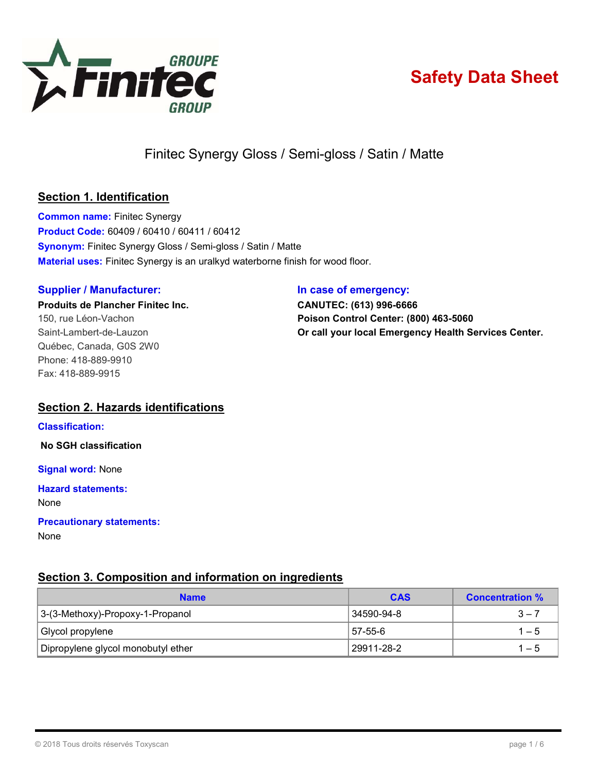GROUPE Finitec GROUP

# Safety Data Sheet

Finitec Synergy Gloss / Semi-gloss / Satin / Matte

## Section 1. Identification

**Common name:** Finitec Synergy
**Product Code:** 60409 / 60410 / 60411 / 60412
**Synonym:** Finitec Synergy Gloss / Semi-gloss / Satin / Matte
**Material uses:** Finitec Synergy is an uralkyd waterborne finish for wood floor.

### Supplier / Manufacturer:

**Produits de Plancher Finitec Inc.**
150, rue Léon-Vachon
Saint-Lambert-de-Lauzon
Québec, Canada, G0S 2W0
Phone: 418-889-9910
Fax: 418-889-9915

### In case of emergency:

**CANUTEC: (613) 996-6666**
**Poison Control Center: (800) 463-5060**
**Or call your local Emergency Health Services Center.**

## Section 2. Hazards identifications

**Classification:**

**No SGH classification**

**Signal word:** None

**Hazard statements:**
None

**Precautionary statements:**
None

## Section 3. Composition and information on ingredients

| Name | CAS | Concentration % |
| --- | --- | --- |
| 3-(3-Methoxy)-Propoxy-1-Propanol | 34590-94-8 | 3 – 7 |
| Glycol propylene | 57-55-6 | 1 – 5 |
| Dipropylene glycol monobutyl ether | 29911-28-2 | 1 – 5 |

© 2018 Tous droits réservés Toxyscan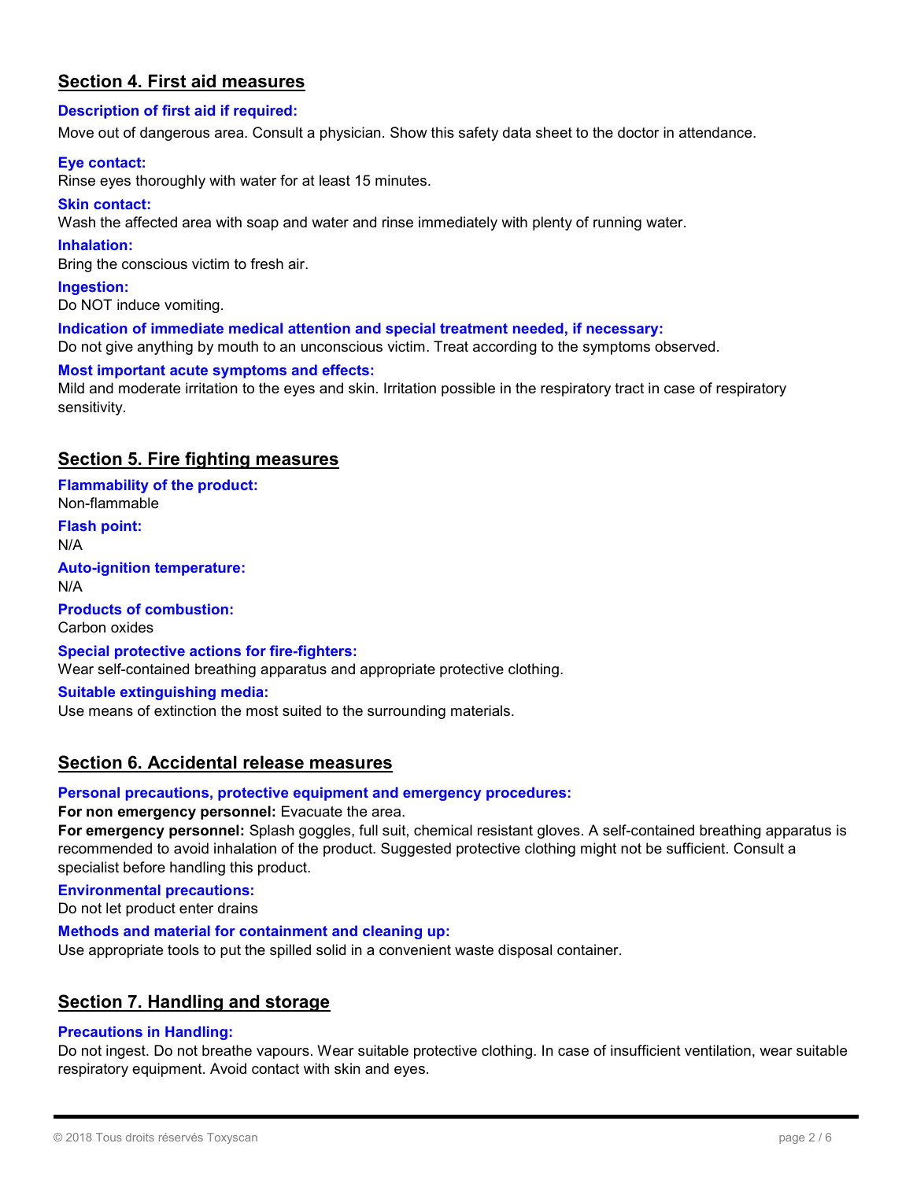## Section 4. First aid measures

### Description of first aid if required:

Move out of dangerous area. Consult a physician. Show this safety data sheet to the doctor in attendance.

### Eye contact:

Rinse eyes thoroughly with water for at least 15 minutes.

### Skin contact:

Wash the affected area with soap and water and rinse immediately with plenty of running water.

### Inhalation:

Bring the conscious victim to fresh air.

### Ingestion:

Do NOT induce vomiting.

### Indication of immediate medical attention and special treatment needed, if necessary:

Do not give anything by mouth to an unconscious victim. Treat according to the symptoms observed.

### Most important acute symptoms and effects:

Mild and moderate irritation to the eyes and skin. Irritation possible in the respiratory tract in case of respiratory sensitivity.

## Section 5. Fire fighting measures

### Flammability of the product:

Non-flammable

### Flash point:

N/A

### Auto-ignition temperature:

N/A

### Products of combustion:

Carbon oxides

### Special protective actions for fire-fighters:

Wear self-contained breathing apparatus and appropriate protective clothing.

### Suitable extinguishing media:

Use means of extinction the most suited to the surrounding materials.

## Section 6. Accidental release measures

### Personal precautions, protective equipment and emergency procedures:

**For non emergency personnel:** Evacuate the area.

**For emergency personnel:** Splash goggles, full suit, chemical resistant gloves. A self-contained breathing apparatus is recommended to avoid inhalation of the product. Suggested protective clothing might not be sufficient. Consult a specialist before handling this product.

### Environmental precautions:

Do not let product enter drains

### Methods and material for containment and cleaning up:

Use appropriate tools to put the spilled solid in a convenient waste disposal container.

## Section 7. Handling and storage

### Precautions in Handling:

Do not ingest. Do not breathe vapours. Wear suitable protective clothing. In case of insufficient ventilation, wear suitable respiratory equipment. Avoid contact with skin and eyes.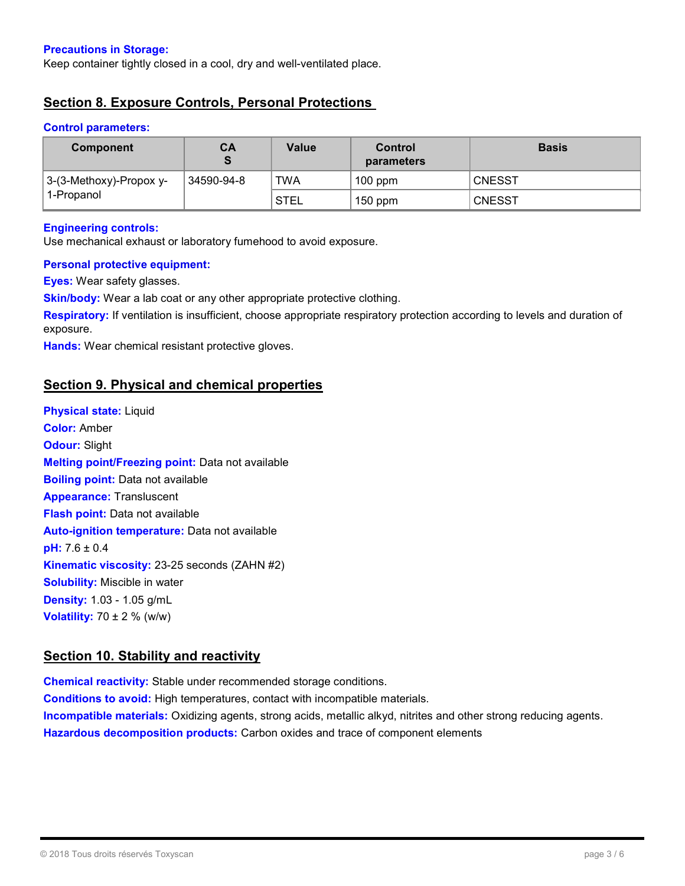**Precautions in Storage:**
Keep container tightly closed in a cool, dry and well-ventilated place.

## Section 8. Exposure Controls, Personal Protections

**Control parameters:**

| Component | CAS | Value | Control parameters | Basis |
|---|---|---|---|---|
| 3-(3-Methoxy)-Propoxy y-1-Propanol | 34590-94-8 | TWA | 100 ppm | CNESST |
| | | STEL | 150 ppm | CNESST |

**Engineering controls:**
Use mechanical exhaust or laboratory fumehood to avoid exposure.

**Personal protective equipment:**

**Eyes:** Wear safety glasses.

**Skin/body:** Wear a lab coat or any other appropriate protective clothing.

**Respiratory:** If ventilation is insufficient, choose appropriate respiratory protection according to levels and duration of exposure.

**Hands:** Wear chemical resistant protective gloves.

## Section 9. Physical and chemical properties

**Physical state:** Liquid

**Color:** Amber

**Odour:** Slight

**Melting point/Freezing point:** Data not available

**Boiling point:** Data not available

**Appearance:** Transluscent

**Flash point:** Data not available

**Auto-ignition temperature:** Data not available

**pH:** 7.6 ± 0.4

**Kinematic viscosity:** 23-25 seconds (ZAHN #2)

**Solubility:** Miscible in water

**Density:** 1.03 - 1.05 g/mL

**Volatility:** 70 ± 2 % (w/w)

## Section 10. Stability and reactivity

**Chemical reactivity:** Stable under recommended storage conditions.

**Conditions to avoid:** High temperatures, contact with incompatible materials.

**Incompatible materials:** Oxidizing agents, strong acids, metallic alkyd, nitrites and other strong reducing agents.

**Hazardous decomposition products:** Carbon oxides and trace of component elements

© 2018 Tous droits réservés Toxyscan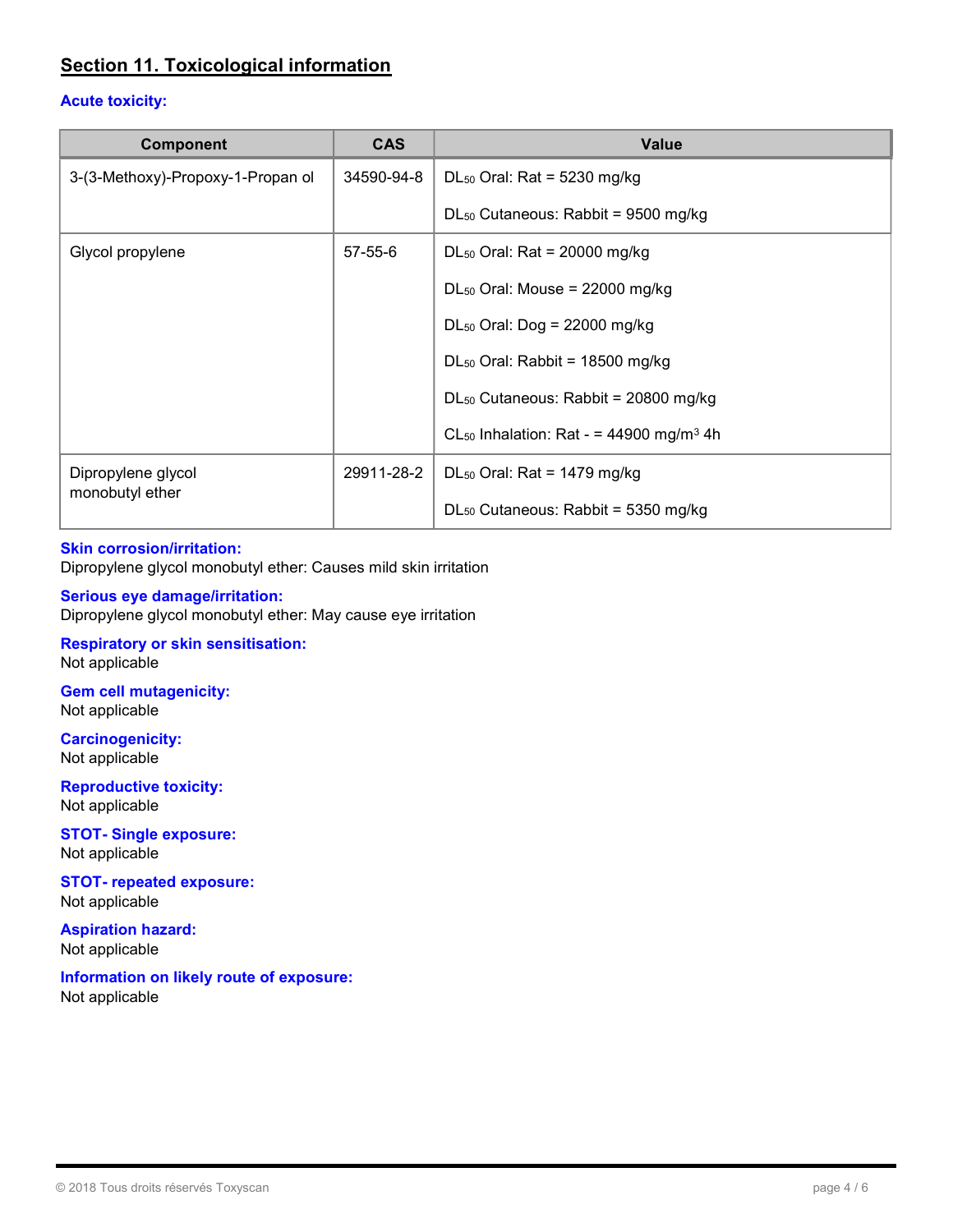## Section 11. Toxicological information

### Acute toxicity:

| Component | CAS | Value |
| --- | --- | --- |
| 3-(3-Methoxy)-Propoxy-1-Propan ol | 34590-94-8 | $DL_{50}$ Oral: Rat = 5230 mg/kg<br>$DL_{50}$ Cutaneous: Rabbit = 9500 mg/kg |
| Glycol propylene | 57-55-6 | $DL_{50}$ Oral: Rat = 20000 mg/kg<br>$DL_{50}$ Oral: Mouse = 22000 mg/kg<br>$DL_{50}$ Oral: Dog = 22000 mg/kg<br>$DL_{50}$ Oral: Rabbit = 18500 mg/kg<br>$DL_{50}$ Cutaneous: Rabbit = 20800 mg/kg<br>$CL_{50}$ Inhalation: Rat - = 44900 mg/m$^3$ 4h |
| Dipropylene glycol monobutyl ether | 29911-28-2 | $DL_{50}$ Oral: Rat = 1479 mg/kg<br>$DL_{50}$ Cutaneous: Rabbit = 5350 mg/kg |

### Skin corrosion/irritation:
Dipropylene glycol monobutyl ether: Causes mild skin irritation

### Serious eye damage/irritation:
Dipropylene glycol monobutyl ether: May cause eye irritation

### Respiratory or skin sensitisation:
Not applicable

### Gem cell mutagenicity:
Not applicable

### Carcinogenicity:
Not applicable

### Reproductive toxicity:
Not applicable

### STOT- Single exposure:
Not applicable

### STOT- repeated exposure:
Not applicable

### Aspiration hazard:
Not applicable

### Information on likely route of exposure:
Not applicable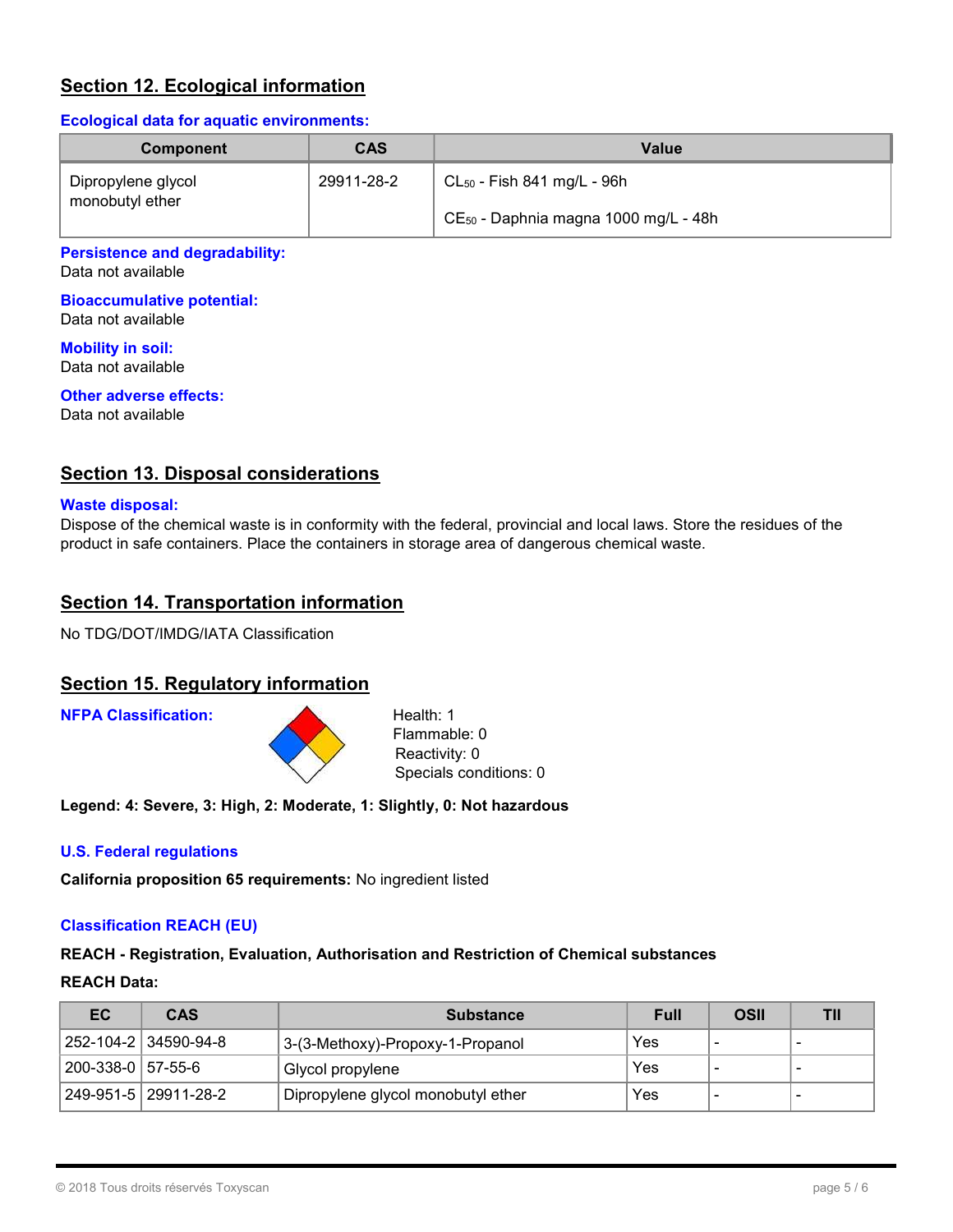## Section 12. Ecological information

### Ecological data for aquatic environments:

| Component | CAS | Value |
|---|---|---|
| Dipropylene glycol monobutyl ether | 29911-28-2 | $CL_{50}$ - Fish 841 mg/L - 96h<br>$CE_{50}$ - Daphnia magna 1000 mg/L - 48h |

### Persistence and degradability:
Data not available

### Bioaccumulative potential:
Data not available

### Mobility in soil:
Data not available

### Other adverse effects:
Data not available

## Section 13. Disposal considerations

### Waste disposal:
Dispose of the chemical waste is in conformity with the federal, provincial and local laws. Store the residues of the product in safe containers. Place the containers in storage area of dangerous chemical waste.

## Section 14. Transportation information

No TDG/DOT/IMDG/IATA Classification

## Section 15. Regulatory information

### NFPA Classification:

Health: 1
Flammable: 0
Reactivity: 0
Specials conditions: 0

**Legend: 4: Severe, 3: High, 2: Moderate, 1: Slightly, 0: Not hazardous**

### U.S. Federal regulations

**California proposition 65 requirements:** No ingredient listed

### Classification REACH (EU)

**REACH - Registration, Evaluation, Authorisation and Restriction of Chemical substances**

**REACH Data:**

| EC | CAS | Substance | Full | OSII | TII |
|---|---|---|---|---|---|
| 252-104-2 | 34590-94-8 | 3-(3-Methoxy)-Propoxy-1-Propanol | Yes | - | - |
| 200-338-0 | 57-55-6 | Glycol propylene | Yes | - | - |
| 249-951-5 | 29911-28-2 | Dipropylene glycol monobutyl ether | Yes | - | - |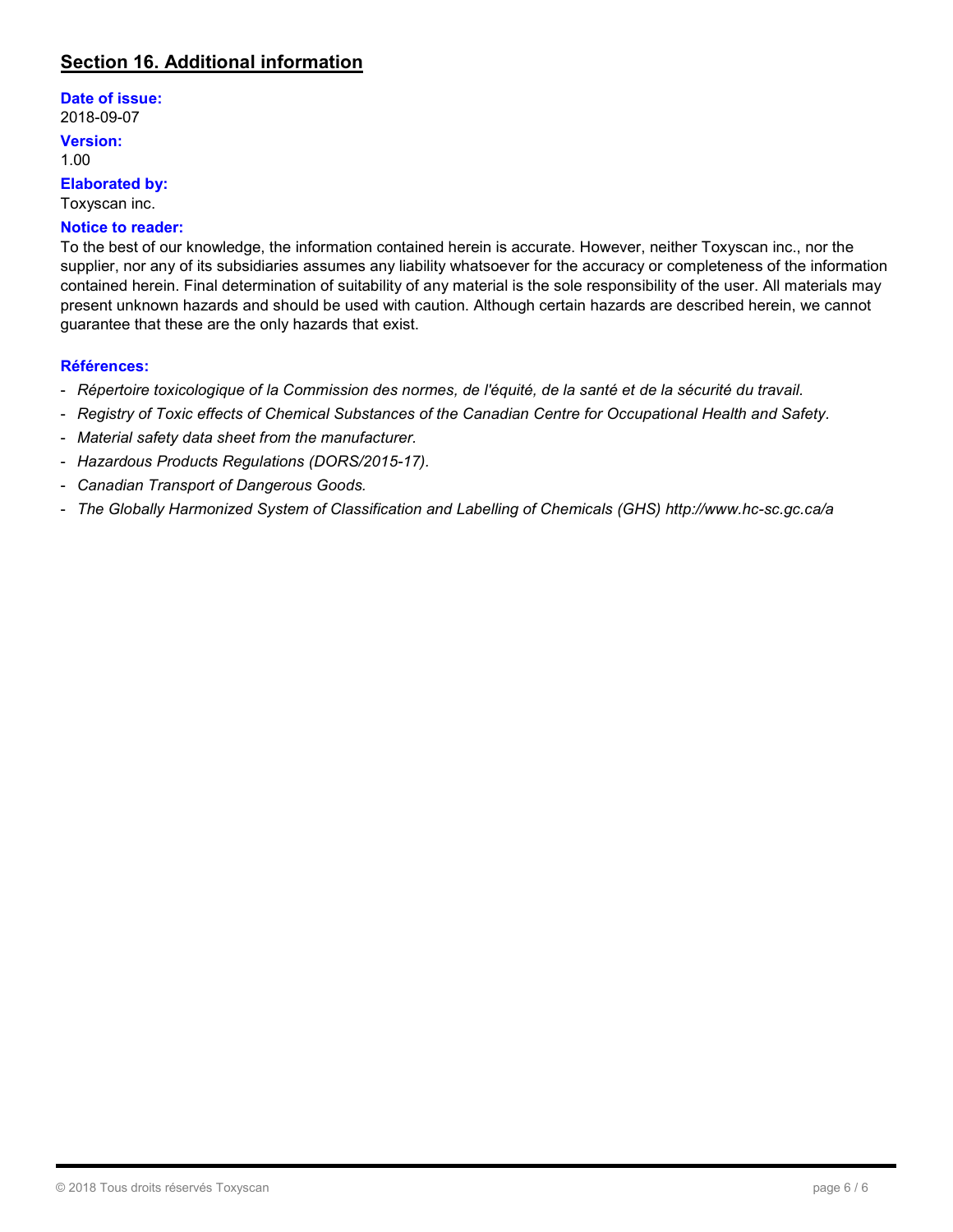## Section 16. Additional information

**Date of issue:**

2018-09-07

**Version:**

1.00

**Elaborated by:**

Toxyscan inc.

**Notice to reader:**

To the best of our knowledge, the information contained herein is accurate. However, neither Toxyscan inc., nor the supplier, nor any of its subsidiaries assumes any liability whatsoever for the accuracy or completeness of the information contained herein. Final determination of suitability of any material is the sole responsibility of the user. All materials may present unknown hazards and should be used with caution. Although certain hazards are described herein, we cannot guarantee that these are the only hazards that exist.

**Références:**

- *Répertoire toxicologique of la Commission des normes, de l'équité, de la santé et de la sécurité du travail.*
- *Registry of Toxic effects of Chemical Substances of the Canadian Centre for Occupational Health and Safety.*
- *Material safety data sheet from the manufacturer.*
- *Hazardous Products Regulations (DORS/2015-17).*
- *Canadian Transport of Dangerous Goods.*
- *The Globally Harmonized System of Classification and Labelling of Chemicals (GHS) http://www.hc-sc.gc.ca/a*

© 2018 Tous droits réservés Toxyscan